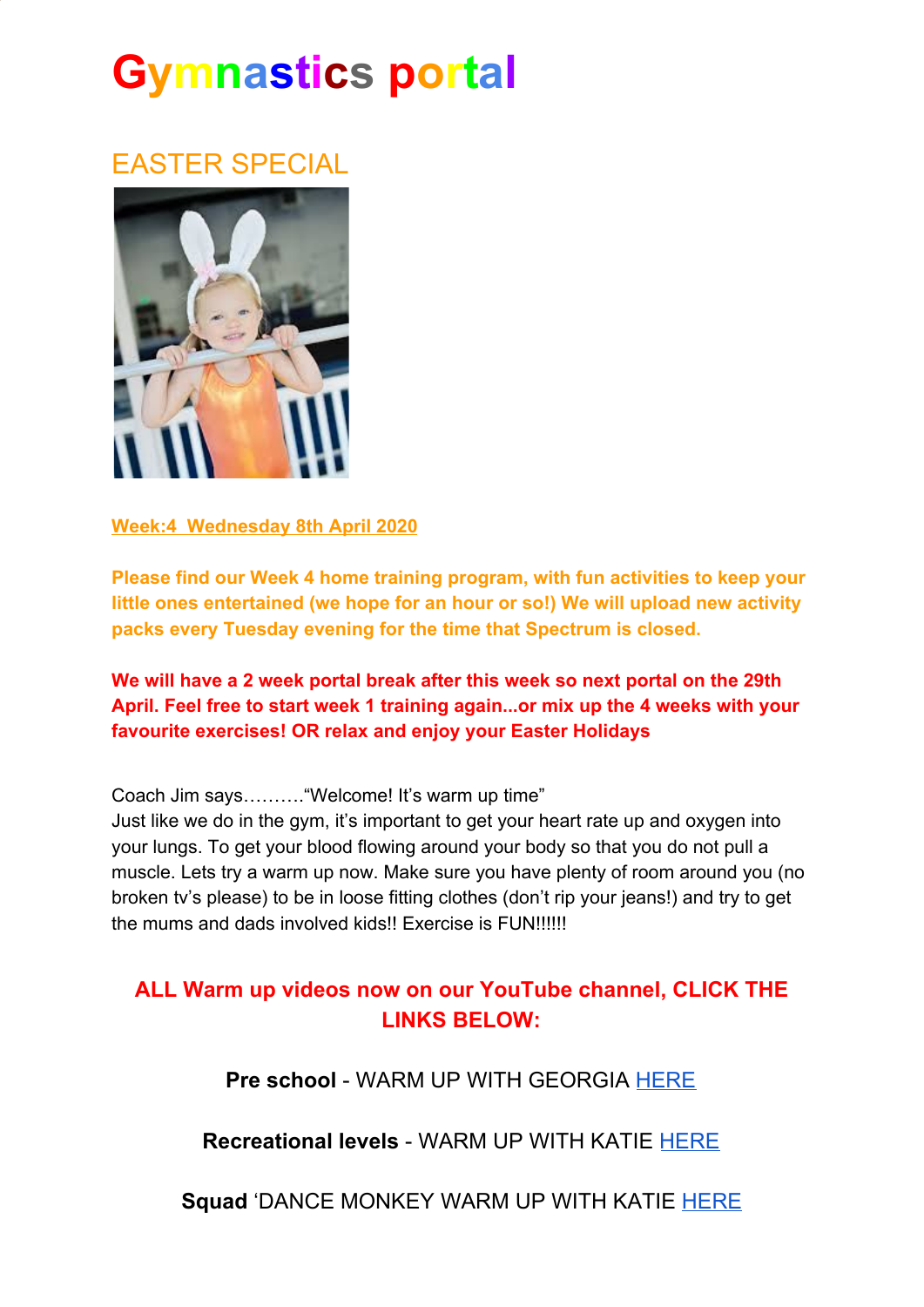# Gymnastics portal

## EASTER SPECIAL

**Week:4 Wednesday 8th April 2020**

**Please find our Week 4 home training program, with fun activities to keep your little ones entertained (we hope for an hour or so!) We will upload new activity packs every Tuesday evening for the time that Spectrum is closed.**

**We will have a 2 week portal break after this week so next portal on the 29th April. Feel free to start week 1 training again...or mix up the 4 weeks with your favourite exercises! OR relax and enjoy your Easter Holidays**

Coach Jim says……….“Welcome! It’s warm up time”
Just like we do in the gym, it’s important to get your heart rate up and oxygen into your lungs. To get your blood flowing around your body so that you do not pull a muscle. Lets try a warm up now. Make sure you have plenty of room around you (no broken tv’s please) to be in loose fitting clothes (don’t rip your jeans!) and try to get the mums and dads involved kids!! Exercise is FUN!!!!!!

**ALL Warm up videos now on our YouTube channel, CLICK THE LINKS BELOW:**

**Pre school** - WARM UP WITH GEORGIA HERE

**Recreational levels** - WARM UP WITH KATIE HERE

**Squad** ‘DANCE MONKEY WARM UP WITH KATIE HERE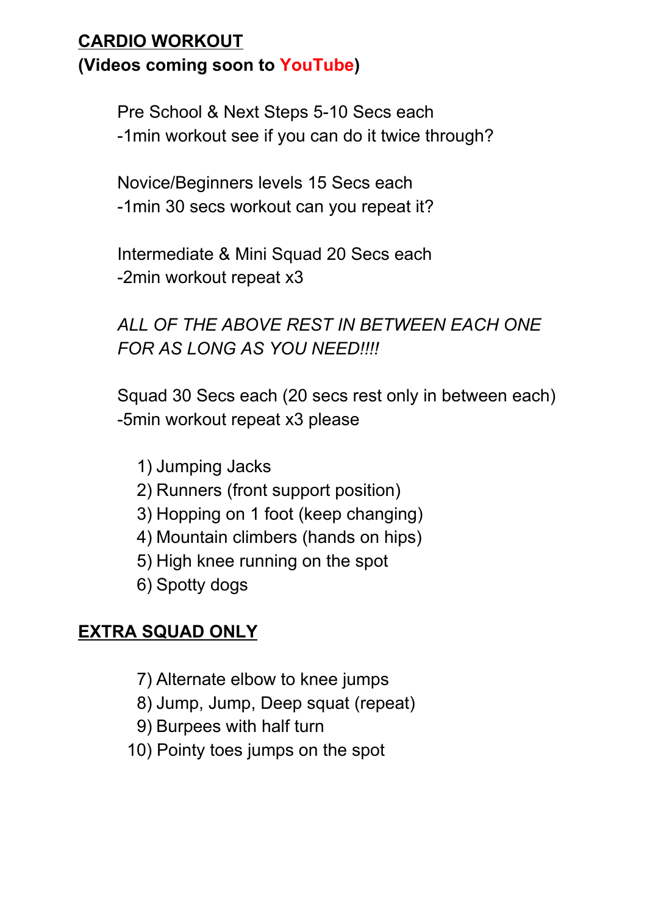## CARDIO WORKOUT

**(Videos coming soon to YouTube)**

Pre School & Next Steps 5-10 Secs each
-1min workout see if you can do it twice through?

Novice/Beginners levels 15 Secs each
-1min 30 secs workout can you repeat it?

Intermediate & Mini Squad 20 Secs each
-2min workout repeat x3

*ALL OF THE ABOVE REST IN BETWEEN EACH ONE FOR AS LONG AS YOU NEED!!!!*

Squad 30 Secs each (20 secs rest only in between each)
-5min workout repeat x3 please

1) Jumping Jacks
2) Runners (front support position)
3) Hopping on 1 foot (keep changing)
4) Mountain climbers (hands on hips)
5) High knee running on the spot
6) Spotty dogs

## EXTRA SQUAD ONLY

7) Alternate elbow to knee jumps
8) Jump, Jump, Deep squat (repeat)
9) Burpees with half turn
10) Pointy toes jumps on the spot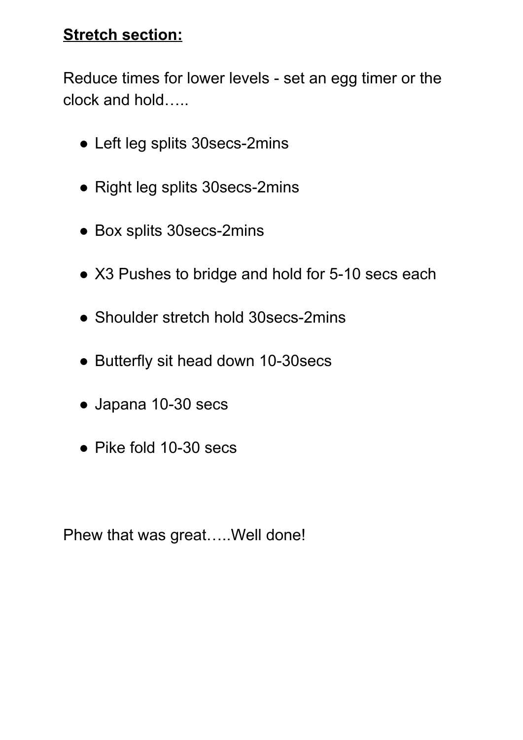**<u>Stretch section:</u>**

Reduce times for lower levels - set an egg timer or the clock and hold…..

- Left leg splits 30secs-2mins
- Right leg splits 30secs-2mins
- Box splits 30secs-2mins
- X3 Pushes to bridge and hold for 5-10 secs each
- Shoulder stretch hold 30secs-2mins
- Butterfly sit head down 10-30secs
- Japana 10-30 secs
- Pike fold 10-30 secs

Phew that was great…..Well done!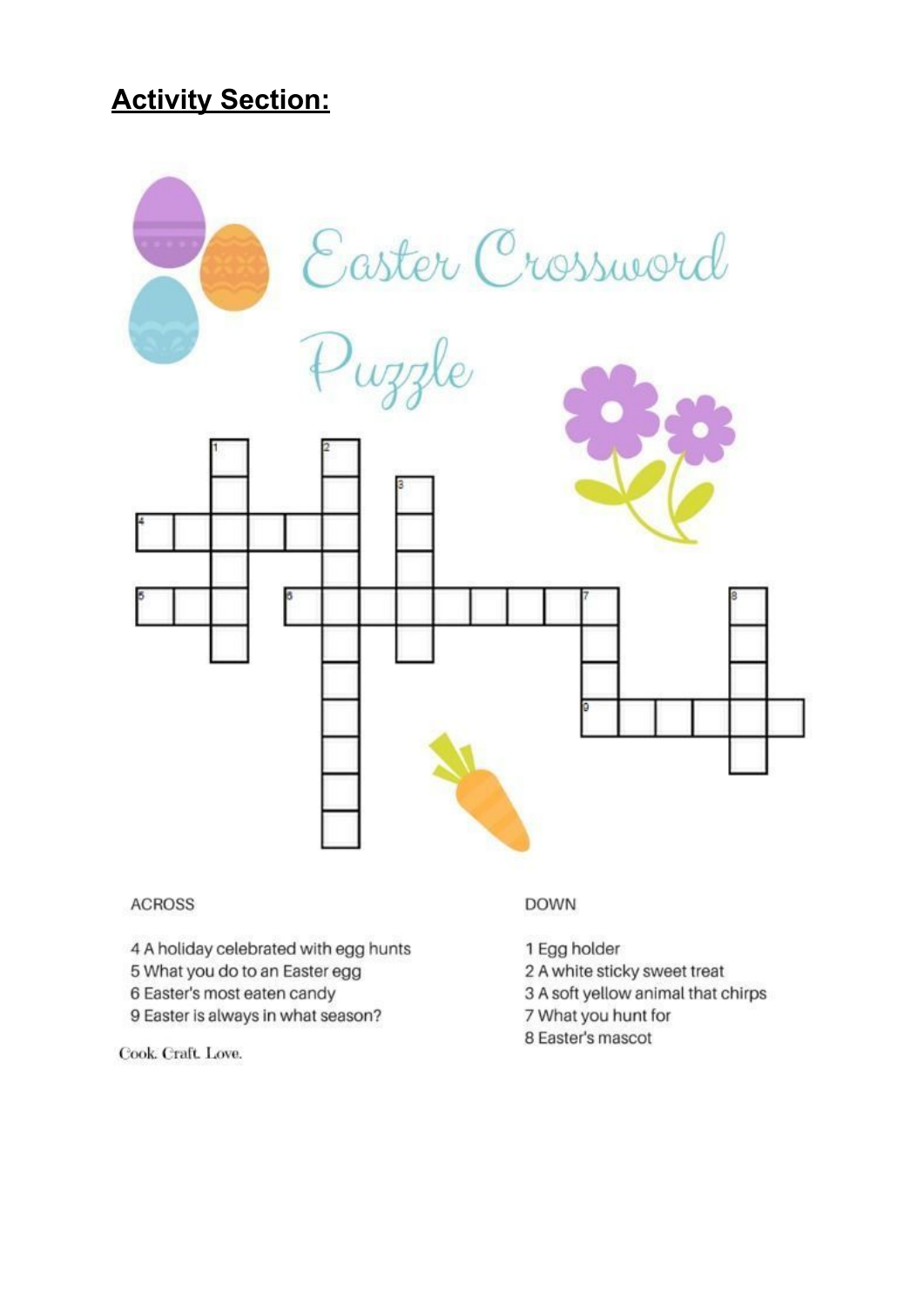## **Activity Section:**

# Easter Crossword Puzzle

ACROSS

4 A holiday celebrated with egg hunts
5 What you do to an Easter egg
6 Easter's most eaten candy
9 Easter is always in what season?

DOWN

1 Egg holder
2 A white sticky sweet treat
3 A soft yellow animal that chirps
7 What you hunt for
8 Easter's mascot

Cook. Craft. Love.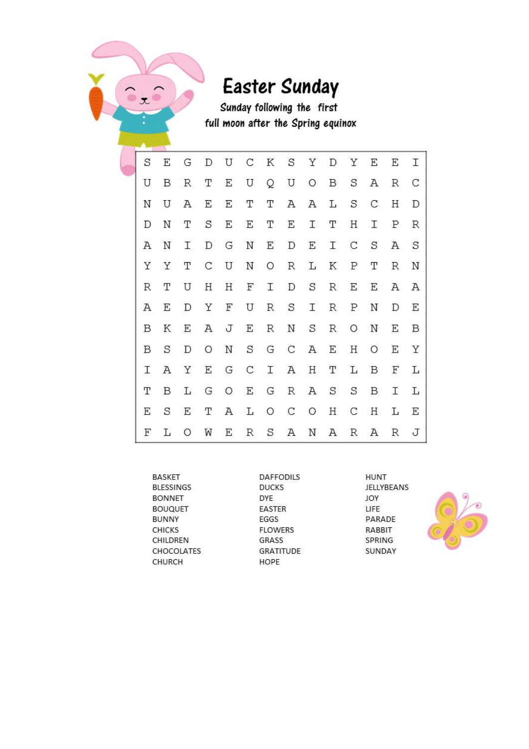# Easter Sunday

Sunday following the first full moon after the Spring equinox

| | | | | | | | | | | | | | |
|---|---|---|---|---|---|---|---|---|---|---|---|---|---|
| S | E | G | D | U | C | K | S | Y | D | Y | E | E | I |
| U | B | R | T | E | U | Q | U | O | B | S | A | R | C |
| N | U | A | E | E | T | T | A | A | L | S | C | H | D |
| D | N | T | S | E | E | T | E | I | T | H | I | P | R |
| A | N | I | D | G | N | E | D | E | I | C | S | A | S |
| Y | Y | T | C | U | N | O | R | L | K | P | T | R | N |
| R | T | U | H | H | F | I | D | S | R | E | E | A | A |
| A | E | D | Y | F | U | R | S | I | R | P | N | D | E |
| B | K | E | A | J | E | R | N | S | R | O | N | E | B |
| B | S | D | O | N | S | G | C | A | E | H | O | E | Y |
| I | A | Y | E | G | C | I | A | H | T | L | B | F | L |
| T | B | L | G | O | E | G | R | A | S | S | B | I | L |
| E | S | E | T | A | L | O | C | O | H | C | H | L | E |
| F | L | O | W | E | R | S | A | N | A | R | A | R | J |

BASKET
BLESSINGS
BONNET
BOUQUET
BUNNY
CHICKS
CHILDREN
CHOCOLATES
CHURCH
DAFFODILS
DUCKS
DYE
EASTER
EGGS
FLOWERS
GRASS
GRATITUDE
HOPE
HUNT
JELLYBEANS
JOY
LIFE
PARADE
RABBIT
SPRING
SUNDAY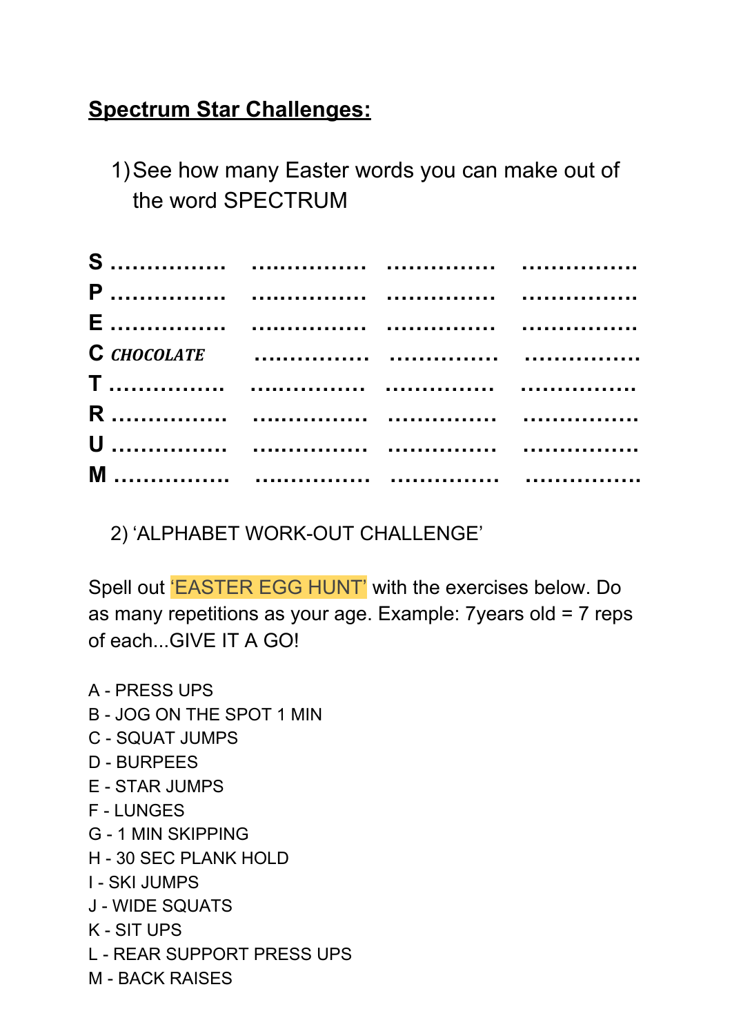## **Spectrum Star Challenges:**

1) See how many Easter words you can make out of the word SPECTRUM

| | | | |
|---|---|---|---|
| **S** ................ | ................ | ............... | ................ |
| **P** ................ | ................ | ............... | ................ |
| **E** ................ | ................ | ............... | ................ |
| **C** ***CHOCOLATE*** | ................ | ............... | ................ |
| **T** ................ | ................ | ............... | ................ |
| **R** ................ | ................ | ............... | ................ |
| **U** ................ | ................ | ............... | ................ |
| **M** ................ | ................ | ............... | ................ |

2) 'ALPHABET WORK-OUT CHALLENGE'

Spell out 'EASTER EGG HUNT' with the exercises below. Do as many repetitions as your age. Example: 7years old = 7 reps of each...GIVE IT A GO!

A - PRESS UPS
B - JOG ON THE SPOT 1 MIN
C - SQUAT JUMPS
D - BURPEES
E - STAR JUMPS
F - LUNGES
G - 1 MIN SKIPPING
H - 30 SEC PLANK HOLD
I - SKI JUMPS
J - WIDE SQUATS
K - SIT UPS
L - REAR SUPPORT PRESS UPS
M - BACK RAISES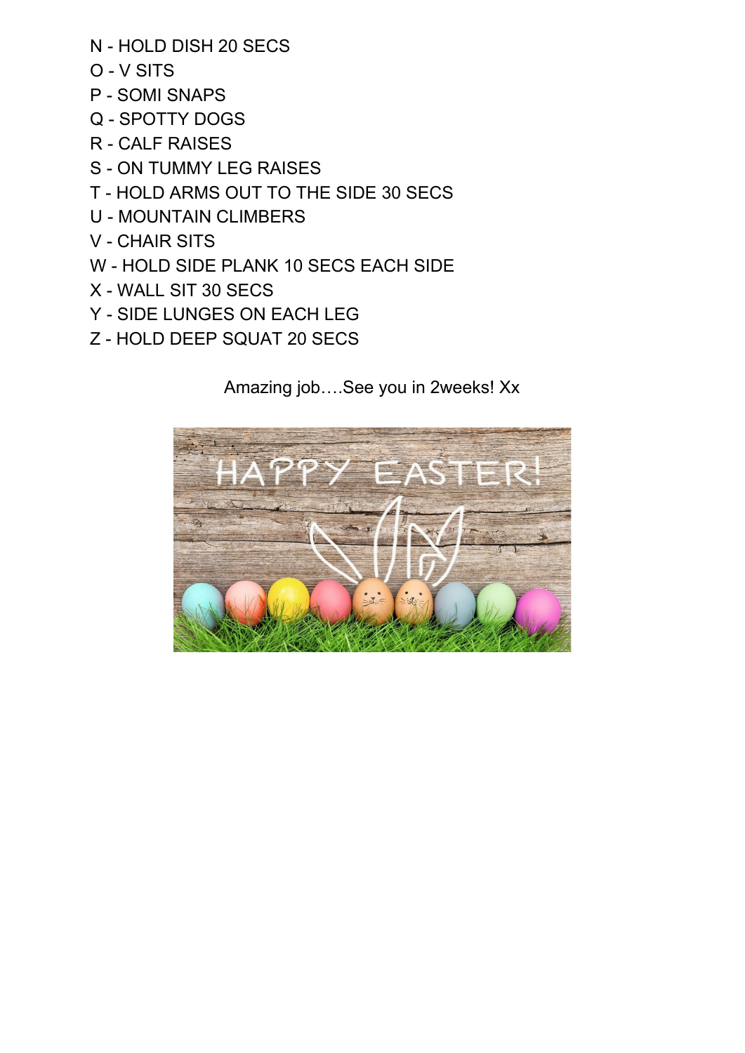N - HOLD DISH 20 SECS
O - V SITS
P - SOMI SNAPS
Q - SPOTTY DOGS
R - CALF RAISES
S - ON TUMMY LEG RAISES
T - HOLD ARMS OUT TO THE SIDE 30 SECS
U - MOUNTAIN CLIMBERS
V - CHAIR SITS
W - HOLD SIDE PLANK 10 SECS EACH SIDE
X - WALL SIT 30 SECS
Y - SIDE LUNGES ON EACH LEG
Z - HOLD DEEP SQUAT 20 SECS

Amazing job….See you in 2weeks! Xx